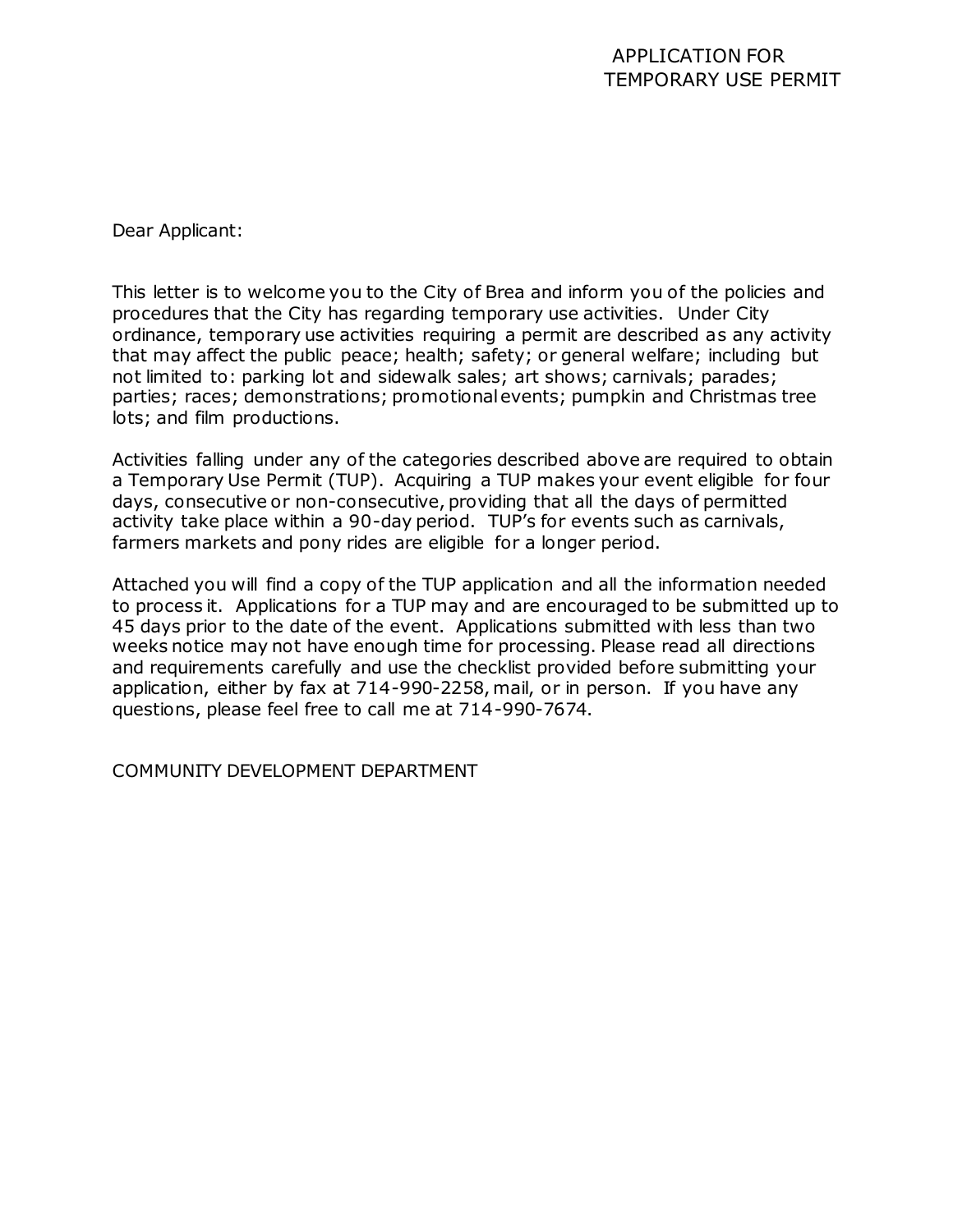# APPLICATION FOR TEMPORARY USE PERMIT

Dear Applicant:

This letter is to welcome you to the City of Brea and inform you of the policies and procedures that the City has regarding temporary use activities. Under City ordinance, temporary use activities requiring a permit are described as any activity that may affect the public peace; health; safety; or general welfare; including but not limited to: parking lot and sidewalk sales; art shows; carnivals; parades; parties; races; demonstrations; promotional events; pumpkin and Christmas tree lots; and film productions.

Activities falling under any of the categories described above are required to obtain a Temporary Use Permit (TUP). Acquiring a TUP makes your event eligible for four days, consecutive or non-consecutive, providing that all the days of permitted activity take place within a 90-day period. TUP's for events such as carnivals, farmers markets and pony rides are eligible for a longer period.

Attached you will find a copy of the TUP application and all the information needed to process it. Applications for a TUP may and are encouraged to be submitted up to 45 days prior to the date of the event. Applications submitted with less than two weeks notice may not have enough time for processing. Please read all directions and requirements carefully and use the checklist provided before submitting your application, either by fax at 714-990-2258, mail, or in person. If you have any questions, please feel free to call me at 714-990-7674.

COMMUNITY DEVELOPMENT DEPARTMENT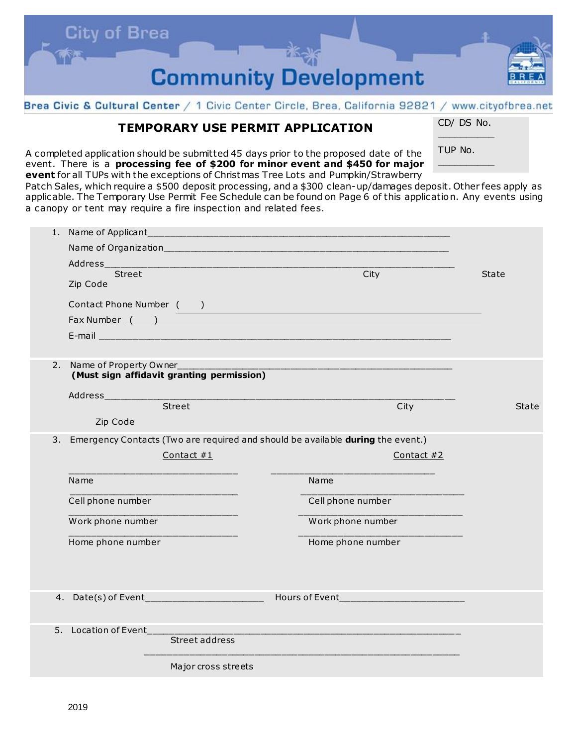City of Brea

# Community Development

Brea Civic & Cultural Center / 1 Civic Center Circle, Brea, California 92821 / www.cityofbrea.net

## TEMPORARY USE PERMIT APPLICATION

CD/ DS No. __________

TUP No. __________

A completed application should be submitted 45 days prior to the proposed date of the event. There is a **processing fee of $200 for minor event and $450 for major event** for all TUPs with the exceptions of Christmas Tree Lots and Pumpkin/Strawberry Patch Sales, which require a $500 deposit processing, and a $300 clean-up/damages deposit. Other fees apply as applicable. The Temporary Use Permit Fee Schedule can be found on Page 6 of this application. Any events using a canopy or tent may require a fire inspection and related fees.

1. Name of Applicant________________________________________________________________

   Name of Organization______________________________________________________________

   Address_________________________________________________________________________
   Street City State Zip Code

   Contact Phone Number ( ) ________________________________________________________

   Fax Number ( ) ____________________________________________________________________

   E-mail _________________________________________________________________________

2. Name of Property Owner_____________________________________________________________
   **(Must sign affidavit granting permission)**

   Address_________________________________________________________________________
   Street City State Zip Code

3. Emergency Contacts (Two are required and should be available **during** the event.)

| Contact #1 | Contact #2 |
|---|---|
| ______________________________ Name | ______________________________ Name |
| ______________________________ Cell phone number | ______________________________ Cell phone number |
| ______________________________ Work phone number | ______________________________ Work phone number |
| ______________________________ Home phone number | ______________________________ Home phone number |

4. Date(s) of Event______________________ Hours of Event______________________

5. Location of Event_____________________________________________________________
   Street address

   _________________________________________________________________________
   Major cross streets

2019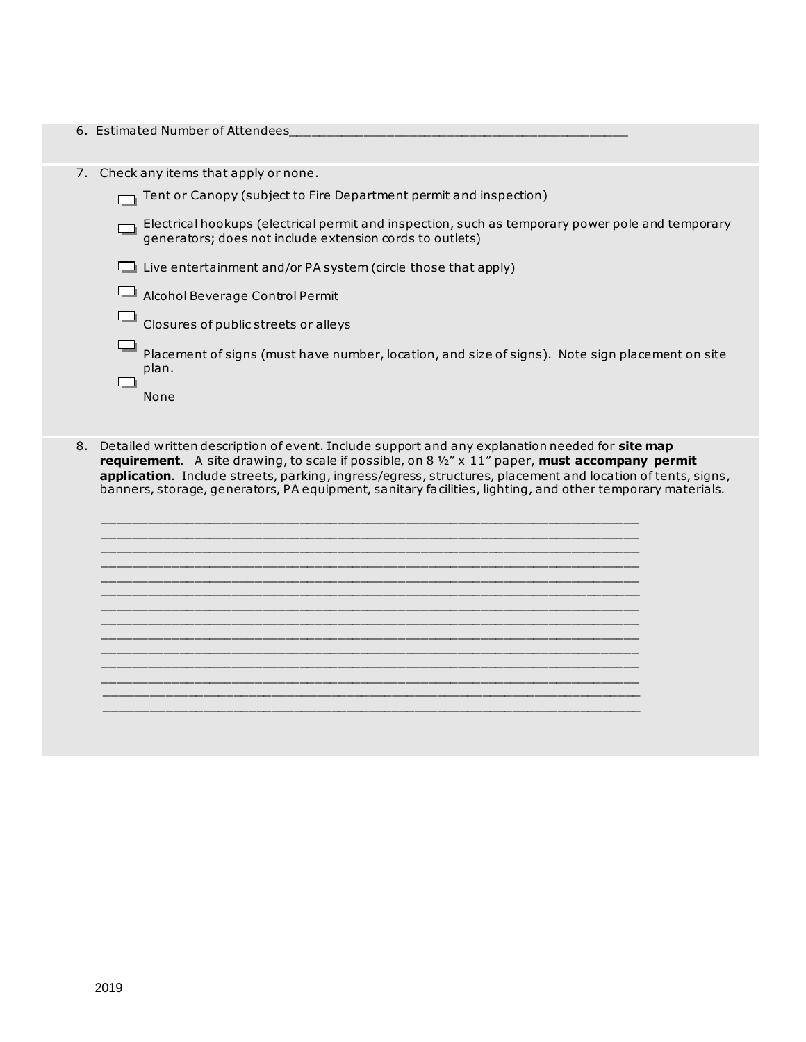6. Estimated Number of Attendees_______________________________________________

7. Check any items that apply or none.

   - ☐ Tent or Canopy (subject to Fire Department permit and inspection)
   - ☐ Electrical hookups (electrical permit and inspection, such as temporary power pole and temporary generators; does not include extension cords to outlets)
   - ☐ Live entertainment and/or PA system (circle those that apply)
   - ☐ Alcohol Beverage Control Permit
   - ☐ Closures of public streets or alleys
   - ☐ Placement of signs (must have number, location, and size of signs). Note sign placement on site plan.
   - ☐ None

8. Detailed written description of event. Include support and any explanation needed for **site map requirement**. A site drawing, to scale if possible, on 8 ½" x 11" paper, **must accompany permit application**. Include streets, parking, ingress/egress, structures, placement and location of tents, signs, banners, storage, generators, PA equipment, sanitary facilities, lighting, and other temporary materials.

   ___________________________________________________________________________
   ___________________________________________________________________________
   ___________________________________________________________________________
   ___________________________________________________________________________
   ___________________________________________________________________________
   ___________________________________________________________________________
   ___________________________________________________________________________
   ___________________________________________________________________________
   ___________________________________________________________________________
   ___________________________________________________________________________
   ___________________________________________________________________________
   ___________________________________________________________________________
   ___________________________________________________________________________
   ___________________________________________________________________________

2019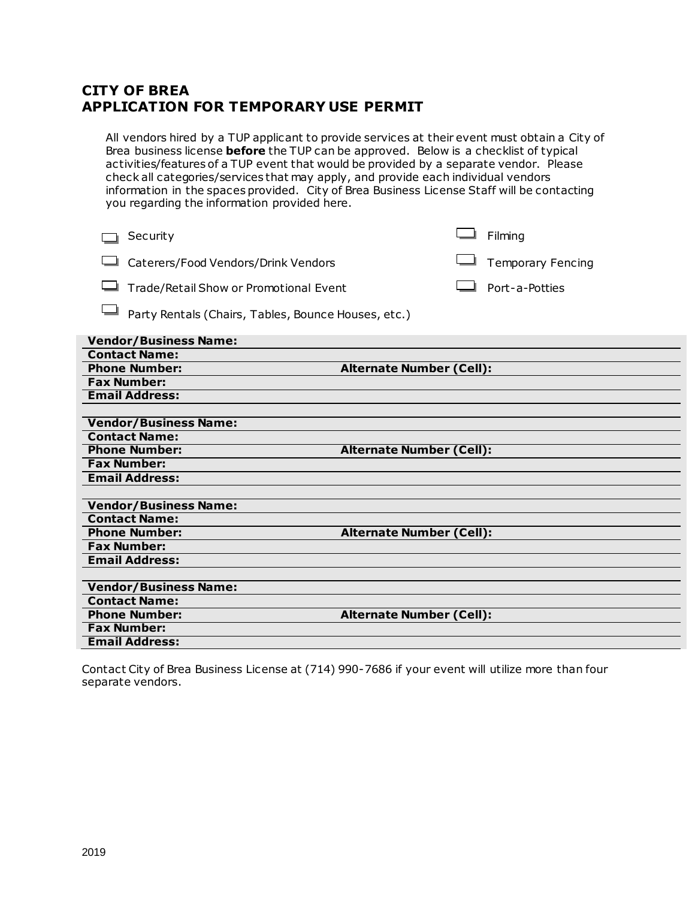## CITY OF BREA
## APPLICATION FOR TEMPORARY USE PERMIT

All vendors hired by a TUP applicant to provide services at their event must obtain a City of Brea business license **before** the TUP can be approved. Below is a checklist of typical activities/features of a TUP event that would be provided by a separate vendor. Please check all categories/services that may apply, and provide each individual vendors information in the spaces provided. City of Brea Business License Staff will be contacting you regarding the information provided here.

- ☐ Security
- ☐ Filming
- ☐ Caterers/Food Vendors/Drink Vendors
- ☐ Temporary Fencing
- ☐ Trade/Retail Show or Promotional Event
- ☐ Port-a-Potties
- ☐ Party Rentals (Chairs, Tables, Bounce Houses, etc.)

| | | | |
|---|---|---|---|
| **Vendor/Business Name:** | | | |
| **Contact Name:** | | | |
| **Phone Number:** | | **Alternate Number (Cell):** | |
| **Fax Number:** | | | |
| **Email Address:** | | | |

| | | | |
|---|---|---|---|
| **Vendor/Business Name:** | | | |
| **Contact Name:** | | | |
| **Phone Number:** | | **Alternate Number (Cell):** | |
| **Fax Number:** | | | |
| **Email Address:** | | | |

| | | | |
|---|---|---|---|
| **Vendor/Business Name:** | | | |
| **Contact Name:** | | | |
| **Phone Number:** | | **Alternate Number (Cell):** | |
| **Fax Number:** | | | |
| **Email Address:** | | | |

| | | | |
|---|---|---|---|
| **Vendor/Business Name:** | | | |
| **Contact Name:** | | | |
| **Phone Number:** | | **Alternate Number (Cell):** | |
| **Fax Number:** | | | |
| **Email Address:** | | | |

Contact City of Brea Business License at (714) 990-7686 if your event will utilize more than four separate vendors.

2019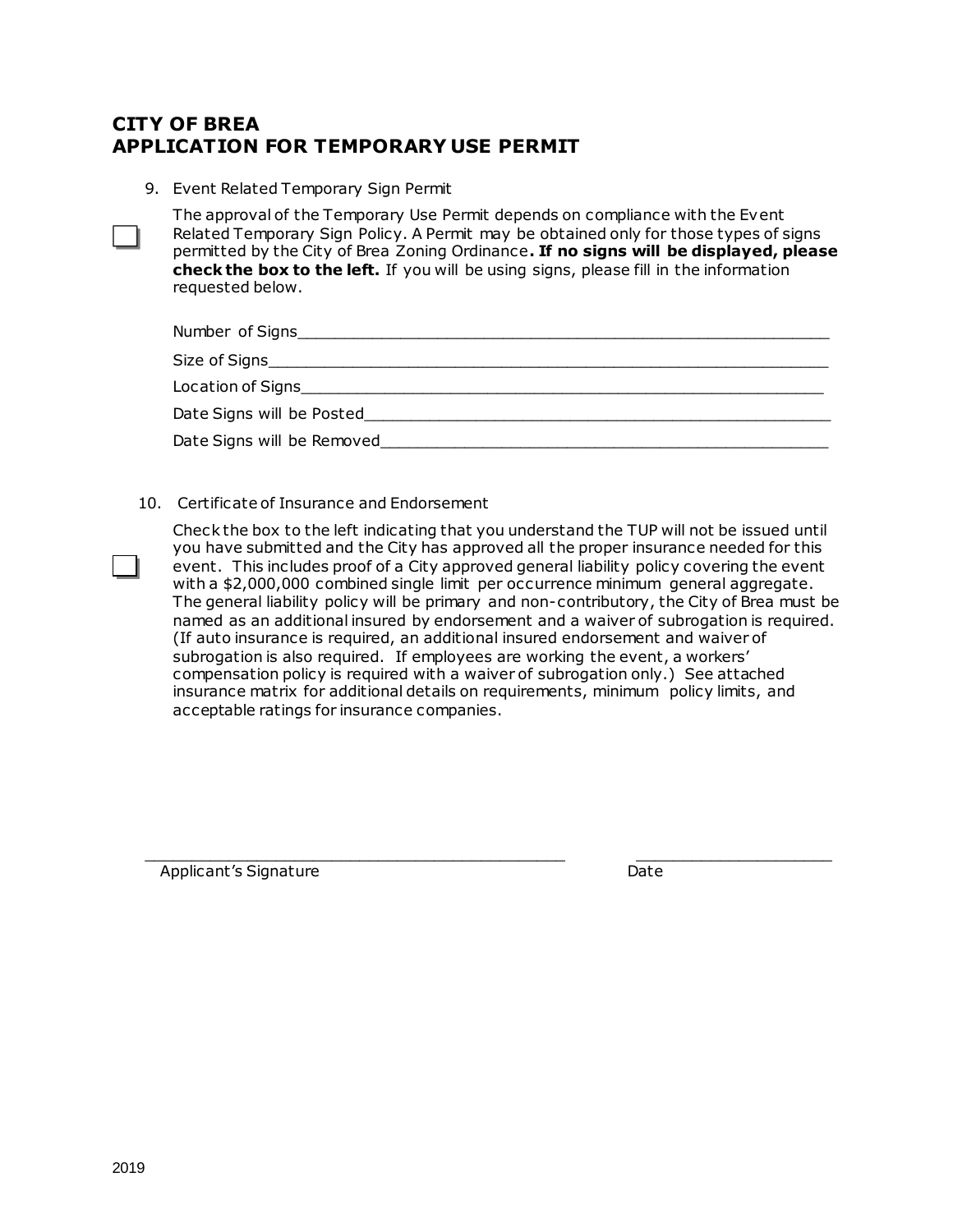# CITY OF BREA
# APPLICATION FOR TEMPORARY USE PERMIT

9. Event Related Temporary Sign Permit

☐ The approval of the Temporary Use Permit depends on compliance with the Event Related Temporary Sign Policy. A Permit may be obtained only for those types of signs permitted by the City of Brea Zoning Ordinance**. If no signs will be displayed, please check the box to the left.** If you will be using signs, please fill in the information requested below.

Number of Signs_______________________________________________

Size of Signs_________________________________________________

Location of Signs_____________________________________________

Date Signs will be Posted______________________________________

Date Signs will be Removed_____________________________________

10. Certificate of Insurance and Endorsement

☐ Check the box to the left indicating that you understand the TUP will not be issued until you have submitted and the City has approved all the proper insurance needed for this event. This includes proof of a City approved general liability policy covering the event with a $2,000,000 combined single limit per occurrence minimum general aggregate. The general liability policy will be primary and non-contributory, the City of Brea must be named as an additional insured by endorsement and a waiver of subrogation is required. (If auto insurance is required, an additional insured endorsement and waiver of subrogation is also required. If employees are working the event, a workers' compensation policy is required with a waiver of subrogation only.) See attached insurance matrix for additional details on requirements, minimum policy limits, and acceptable ratings for insurance companies.

_______________________________________________ ______________________

Applicant's Signature Date

2019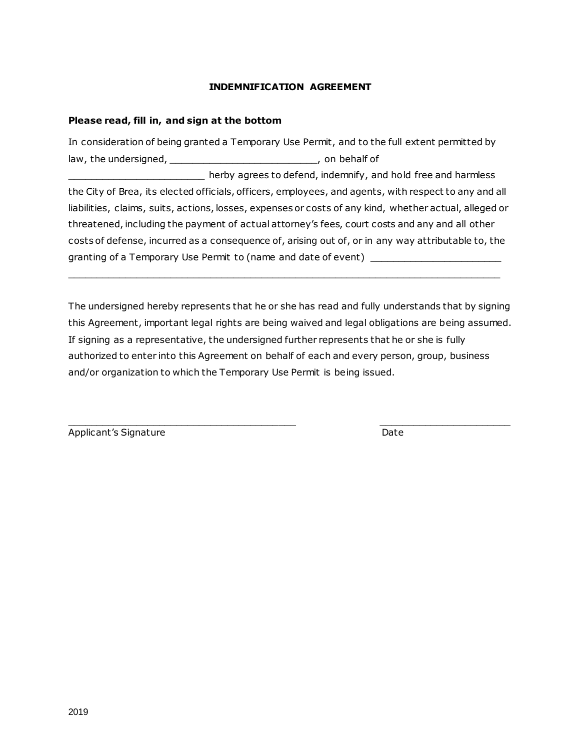## INDEMNIFICATION AGREEMENT

**Please read, fill in, and sign at the bottom**

In consideration of being granted a Temporary Use Permit, and to the full extent permitted by law, the undersigned, ___________________________, on behalf of _________________________ herby agrees to defend, indemnify, and hold free and harmless the City of Brea, its elected officials, officers, employees, and agents, with respect to any and all liabilities, claims, suits, actions, losses, expenses or costs of any kind, whether actual, alleged or threatened, including the payment of actual attorney's fees, court costs and any and all other costs of defense, incurred as a consequence of, arising out of, or in any way attributable to, the granting of a Temporary Use Permit to (name and date of event) ________________________ ________________________________________________________________________________

The undersigned hereby represents that he or she has read and fully understands that by signing this Agreement, important legal rights are being waived and legal obligations are being assumed. If signing as a representative, the undersigned further represents that he or she is fully authorized to enter into this Agreement on behalf of each and every person, group, business and/or organization to which the Temporary Use Permit is being issued.

_________________________________________ ________________________

Applicant's Signature Date

2019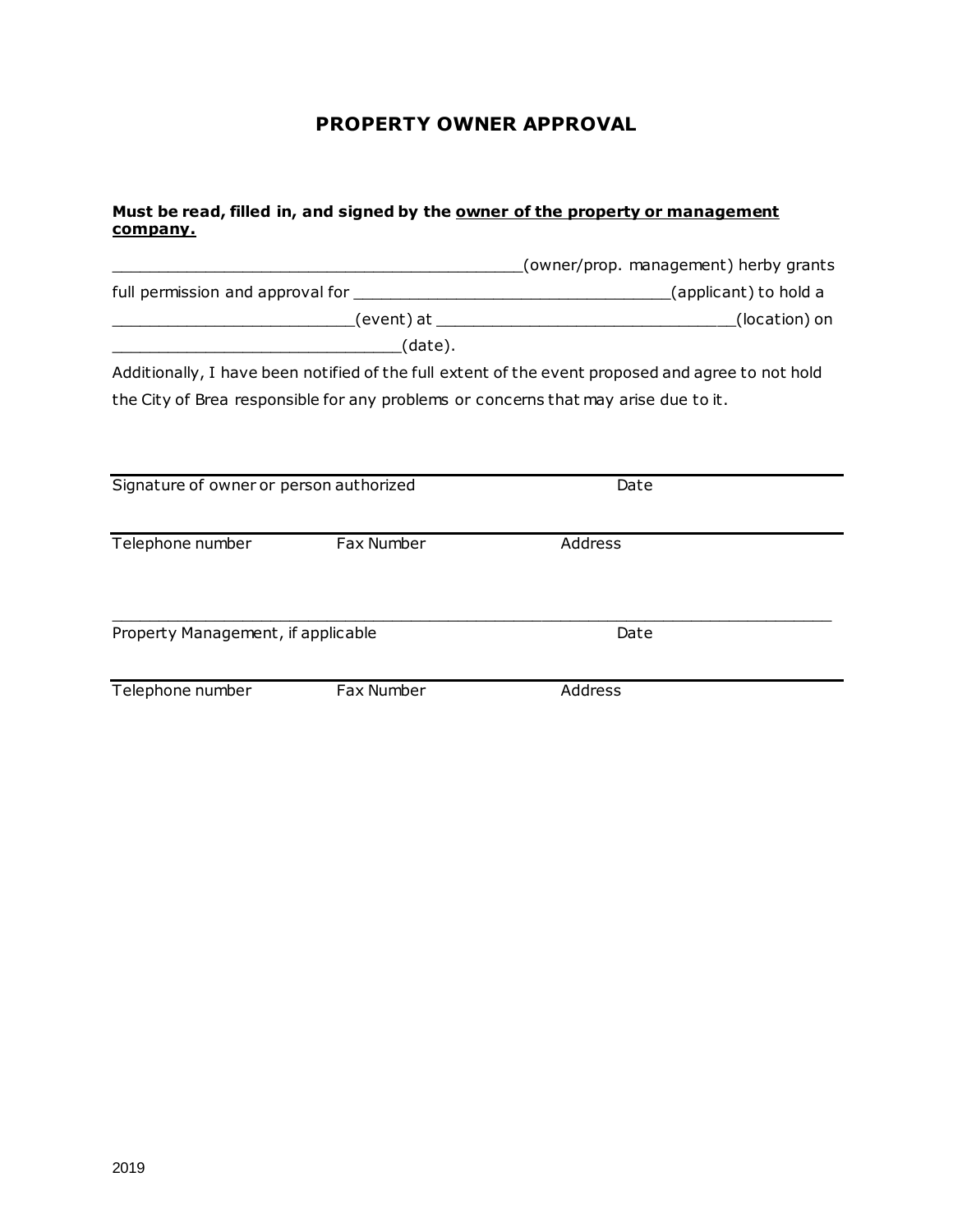# PROPERTY OWNER APPROVAL

**Must be read, filled in, and signed by the <u>owner of the property or management company.</u>**

_____________________________________________(owner/prop. management) herby grants full permission and approval for __________________________________(applicant) to hold a __________________________(event) at _________________________________(location) on _______________________________(date).

Additionally, I have been notified of the full extent of the event proposed and agree to not hold the City of Brea responsible for any problems or concerns that may arise due to it.

_____________________________________________________________________________

Signature of owner or person authorized &emsp;&emsp;&emsp;&emsp;&emsp;&emsp; Date

_____________________________________________________________________________

Telephone number &emsp;&emsp;&emsp; Fax Number &emsp;&emsp;&emsp; Address

_____________________________________________________________________________

Property Management, if applicable &emsp;&emsp;&emsp;&emsp;&emsp;&emsp; Date

_____________________________________________________________________________

Telephone number &emsp;&emsp;&emsp; Fax Number &emsp;&emsp;&emsp; Address

2019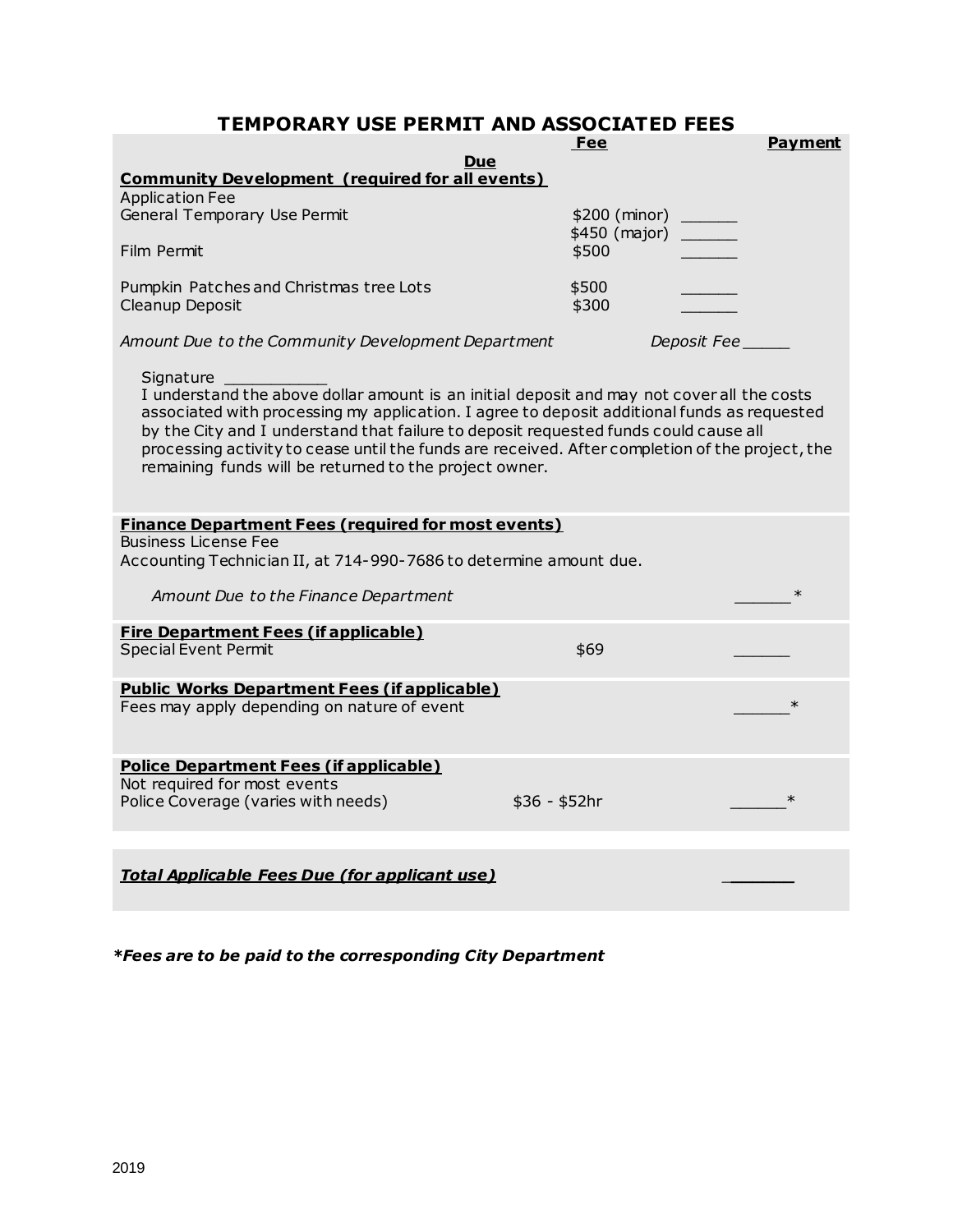# TEMPORARY USE PERMIT AND ASSOCIATED FEES

| | Fee | Payment Due |
|---|---|---|
| **Community Development (required for all events)** | | |
| Application Fee | | |
| General Temporary Use Permit | $200 (minor) | ______ |
| | $450 (major) | ______ |
| Film Permit | $500 | ______ |
| Pumpkin Patches and Christmas tree Lots | $500 | ______ |
| Cleanup Deposit | $300 | ______ |
| *Amount Due to the Community Development Department* | | *Deposit Fee* _____ |

Signature ___________

I understand the above dollar amount is an initial deposit and may not cover all the costs associated with processing my application. I agree to deposit additional funds as requested by the City and I understand that failure to deposit requested funds could cause all processing activity to cease until the funds are received. After completion of the project, the remaining funds will be returned to the project owner.

| | Fee | Payment Due |
|---|---|---|
| **Finance Department Fees (required for most events)** | | |
| Business License Fee | | |
| Accounting Technician II, at 714-990-7686 to determine amount due. | | |
| *Amount Due to the Finance Department* | | ______* |
| **Fire Department Fees (if applicable)** | | |
| Special Event Permit | $69 | ______ |
| **Public Works Department Fees (if applicable)** | | |
| Fees may apply depending on nature of event | | ______* |
| **Police Department Fees (if applicable)** | | |
| Not required for most events | | |
| Police Coverage (varies with needs) | $36 - $52hr | ______* |
| ***Total Applicable Fees Due (for applicant use)*** | | ______ |

***Fees are to be paid to the corresponding City Department**

2019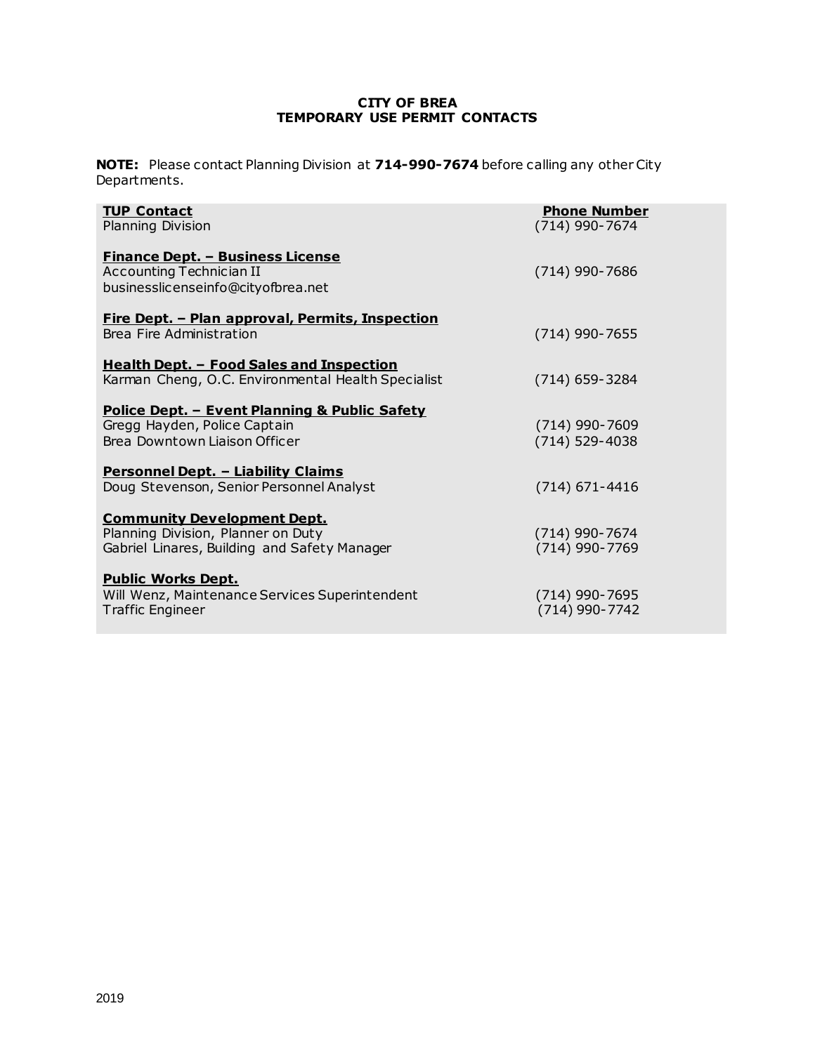**CITY OF BREA**
**TEMPORARY USE PERMIT CONTACTS**

**NOTE:** Please contact Planning Division at **714-990-7674** before calling any other City Departments.

| **TUP Contact** | **Phone Number** |
|---|---|
| Planning Division | (714) 990-7674 |
| **Finance Dept. – Business License** | |
| Accounting Technician II | (714) 990-7686 |
| businesslicenseinfo@cityofbrea.net | |
| **Fire Dept. – Plan approval, Permits, Inspection** | |
| Brea Fire Administration | (714) 990-7655 |
| **Health Dept. – Food Sales and Inspection** | |
| Karman Cheng, O.C. Environmental Health Specialist | (714) 659-3284 |
| **Police Dept. – Event Planning & Public Safety** | |
| Gregg Hayden, Police Captain | (714) 990-7609 |
| Brea Downtown Liaison Officer | (714) 529-4038 |
| **Personnel Dept. – Liability Claims** | |
| Doug Stevenson, Senior Personnel Analyst | (714) 671-4416 |
| **Community Development Dept.** | |
| Planning Division, Planner on Duty | (714) 990-7674 |
| Gabriel Linares, Building and Safety Manager | (714) 990-7769 |
| **Public Works Dept.** | |
| Will Wenz, Maintenance Services Superintendent | (714) 990-7695 |
| Traffic Engineer | (714) 990-7742 |

2019